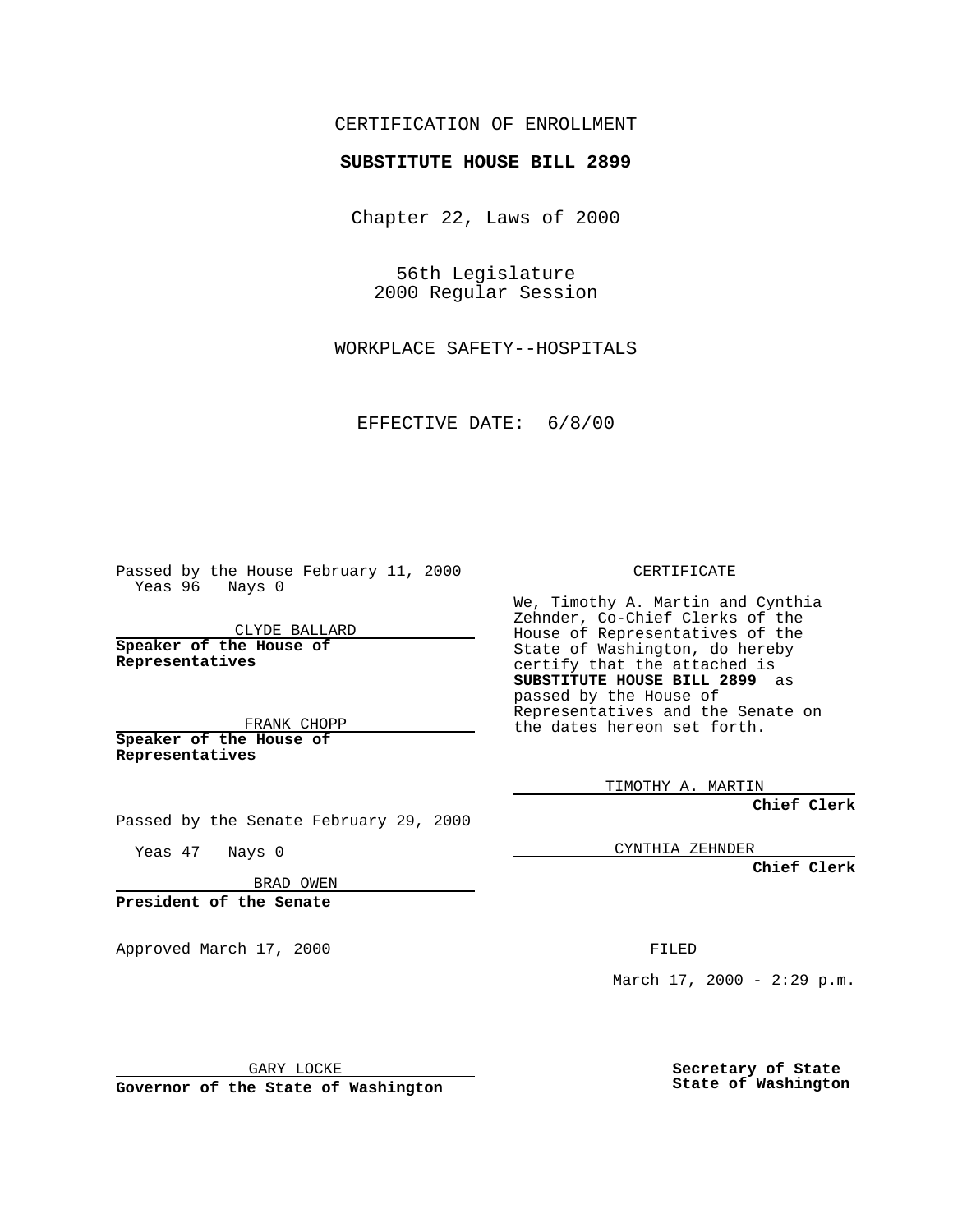CERTIFICATION OF ENROLLMENT

**SUBSTITUTE HOUSE BILL 2899**

Chapter 22, Laws of 2000

56th Legislature
2000 Regular Session

WORKPLACE SAFETY--HOSPITALS

EFFECTIVE DATE: 6/8/00

Passed by the House February 11, 2000
Yeas 96 Nays 0

CLYDE BALLARD

**Speaker of the House of Representatives**

FRANK CHOPP

**Speaker of the House of Representatives**

Passed by the Senate February 29, 2000

Yeas 47 Nays 0

BRAD OWEN

**President of the Senate**

Approved March 17, 2000

GARY LOCKE

**Governor of the State of Washington**

CERTIFICATE

We, Timothy A. Martin and Cynthia Zehnder, Co-Chief Clerks of the House of Representatives of the State of Washington, do hereby certify that the attached is **SUBSTITUTE HOUSE BILL 2899** as passed by the House of Representatives and the Senate on the dates hereon set forth.

TIMOTHY A. MARTIN

**Chief Clerk**

CYNTHIA ZEHNDER

**Chief Clerk**

FILED

March 17, 2000 - 2:29 p.m.

**Secretary of State**
**State of Washington**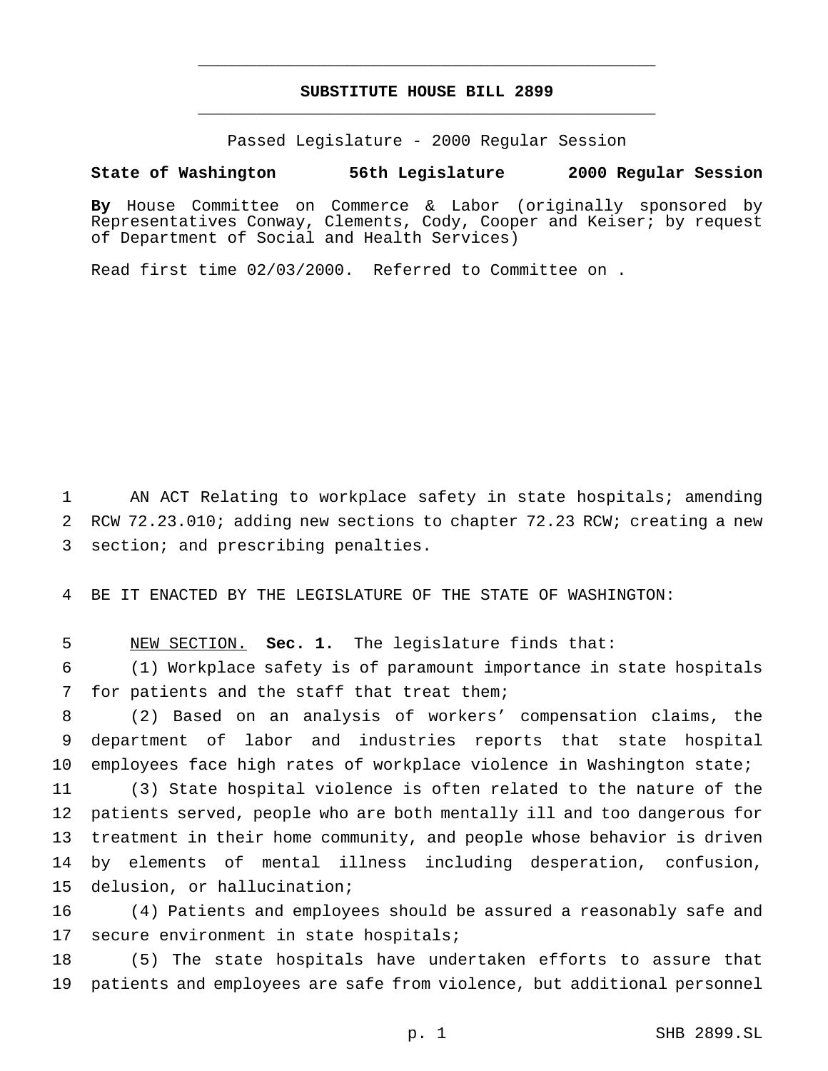# SUBSTITUTE HOUSE BILL 2899

Passed Legislature - 2000 Regular Session

**State of Washington 56th Legislature 2000 Regular Session**

**By** House Committee on Commerce & Labor (originally sponsored by Representatives Conway, Clements, Cody, Cooper and Keiser; by request of Department of Social and Health Services)

Read first time 02/03/2000. Referred to Committee on .

AN ACT Relating to workplace safety in state hospitals; amending RCW 72.23.010; adding new sections to chapter 72.23 RCW; creating a new section; and prescribing penalties.

BE IT ENACTED BY THE LEGISLATURE OF THE STATE OF WASHINGTON:

NEW SECTION. **Sec. 1.** The legislature finds that:

(1) Workplace safety is of paramount importance in state hospitals for patients and the staff that treat them;

(2) Based on an analysis of workers' compensation claims, the department of labor and industries reports that state hospital employees face high rates of workplace violence in Washington state;

(3) State hospital violence is often related to the nature of the patients served, people who are both mentally ill and too dangerous for treatment in their home community, and people whose behavior is driven by elements of mental illness including desperation, confusion, delusion, or hallucination;

(4) Patients and employees should be assured a reasonably safe and secure environment in state hospitals;

(5) The state hospitals have undertaken efforts to assure that patients and employees are safe from violence, but additional personnel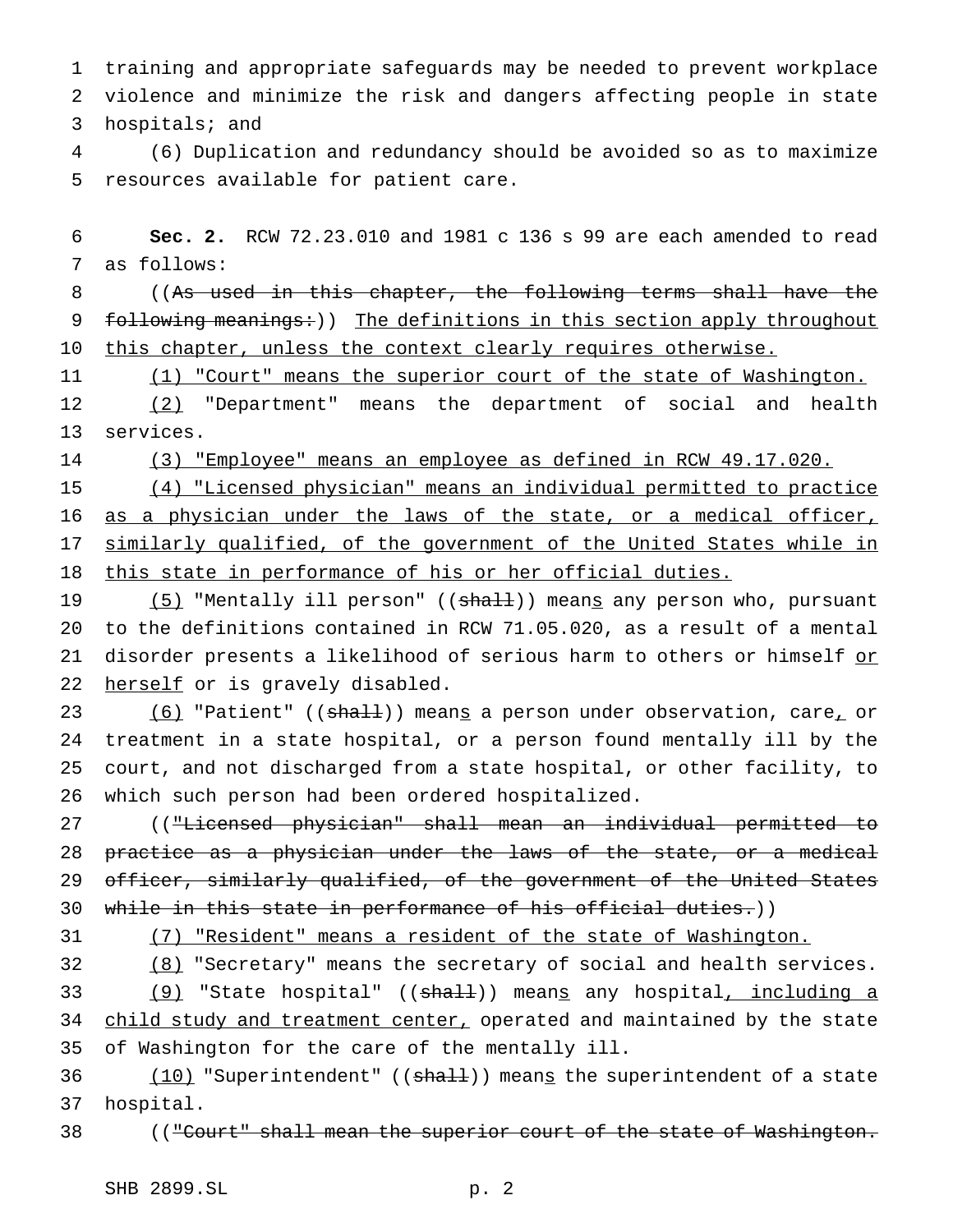training and appropriate safeguards may be needed to prevent workplace violence and minimize the risk and dangers affecting people in state hospitals; and

(6) Duplication and redundancy should be avoided so as to maximize resources available for patient care.

**Sec. 2.** RCW 72.23.010 and 1981 c 136 s 99 are each amended to read as follows:

((~~As used in this chapter, the following terms shall have the following meanings:~~)) The definitions in this section apply throughout this chapter, unless the context clearly requires otherwise.

(1) "Court" means the superior court of the state of Washington.

(2) "Department" means the department of social and health services.

(3) "Employee" means an employee as defined in RCW 49.17.020.

(4) "Licensed physician" means an individual permitted to practice as a physician under the laws of the state, or a medical officer, similarly qualified, of the government of the United States while in this state in performance of his or her official duties.

(5) "Mentally ill person" ((~~shall~~)) means any person who, pursuant to the definitions contained in RCW 71.05.020, as a result of a mental disorder presents a likelihood of serious harm to others or himself or herself or is gravely disabled.

(6) "Patient" ((~~shall~~)) means a person under observation, care, or treatment in a state hospital, or a person found mentally ill by the court, and not discharged from a state hospital, or other facility, to which such person had been ordered hospitalized.

((~~"Licensed physician" shall mean an individual permitted to practice as a physician under the laws of the state, or a medical officer, similarly qualified, of the government of the United States while in this state in performance of his official duties.~~))

(7) "Resident" means a resident of the state of Washington.

(8) "Secretary" means the secretary of social and health services.

(9) "State hospital" ((~~shall~~)) means any hospital, including a child study and treatment center, operated and maintained by the state of Washington for the care of the mentally ill.

(10) "Superintendent" ((~~shall~~)) means the superintendent of a state hospital.

((~~"Court" shall mean the superior court of the state of Washington.~~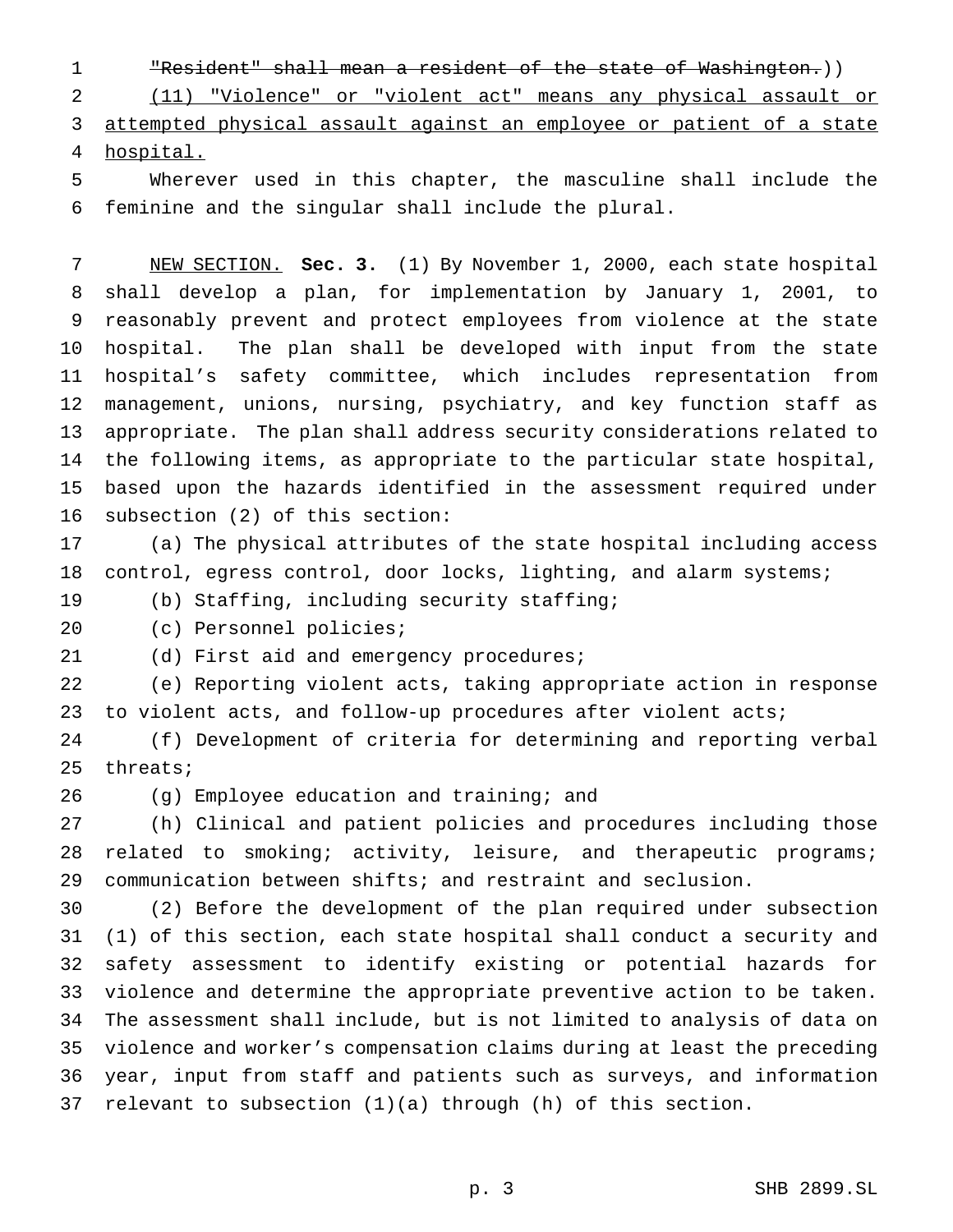~~"Resident" shall mean a resident of the state of Washington.~~))

<u>(11) "Violence" or "violent act" means any physical assault or attempted physical assault against an employee or patient of a state hospital.</u>

Wherever used in this chapter, the masculine shall include the feminine and the singular shall include the plural.

<u>NEW SECTION.</u> **Sec. 3.** (1) By November 1, 2000, each state hospital shall develop a plan, for implementation by January 1, 2001, to reasonably prevent and protect employees from violence at the state hospital. The plan shall be developed with input from the state hospital's safety committee, which includes representation from management, unions, nursing, psychiatry, and key function staff as appropriate. The plan shall address security considerations related to the following items, as appropriate to the particular state hospital, based upon the hazards identified in the assessment required under subsection (2) of this section:

(a) The physical attributes of the state hospital including access control, egress control, door locks, lighting, and alarm systems;

(b) Staffing, including security staffing;

(c) Personnel policies;

(d) First aid and emergency procedures;

(e) Reporting violent acts, taking appropriate action in response to violent acts, and follow-up procedures after violent acts;

(f) Development of criteria for determining and reporting verbal threats;

(g) Employee education and training; and

(h) Clinical and patient policies and procedures including those related to smoking; activity, leisure, and therapeutic programs; communication between shifts; and restraint and seclusion.

(2) Before the development of the plan required under subsection (1) of this section, each state hospital shall conduct a security and safety assessment to identify existing or potential hazards for violence and determine the appropriate preventive action to be taken. The assessment shall include, but is not limited to analysis of data on violence and worker's compensation claims during at least the preceding year, input from staff and patients such as surveys, and information relevant to subsection (1)(a) through (h) of this section.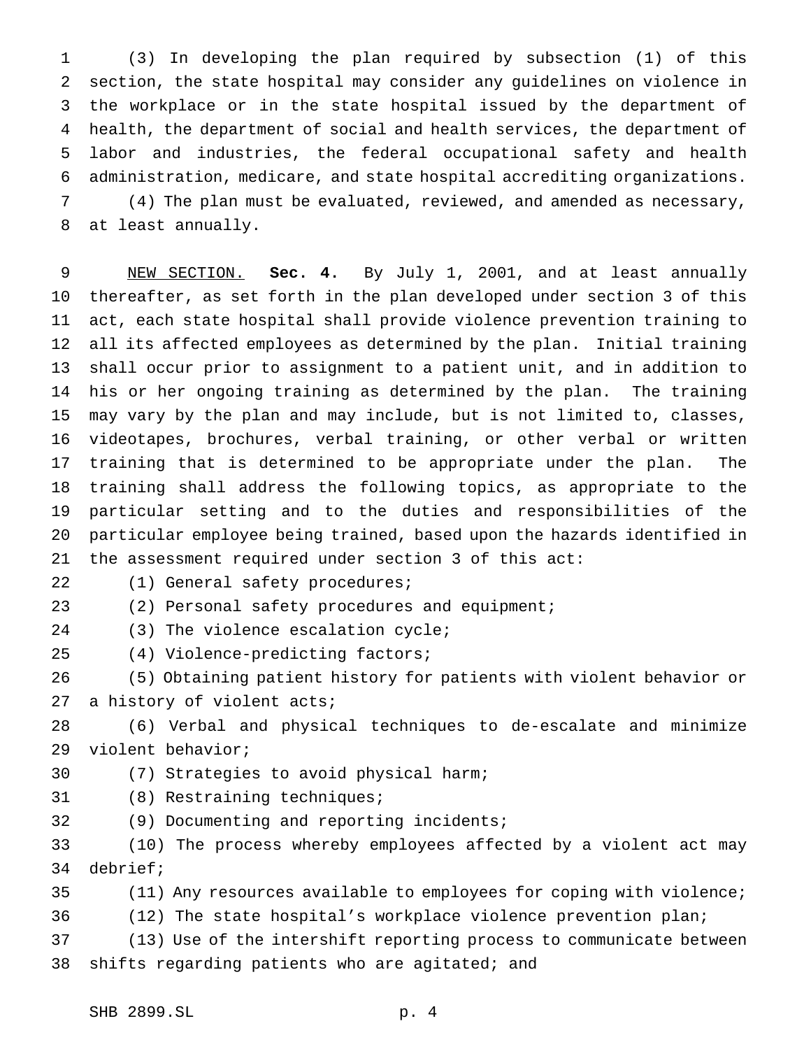(3) In developing the plan required by subsection (1) of this section, the state hospital may consider any guidelines on violence in the workplace or in the state hospital issued by the department of health, the department of social and health services, the department of labor and industries, the federal occupational safety and health administration, medicare, and state hospital accrediting organizations.

(4) The plan must be evaluated, reviewed, and amended as necessary, at least annually.

NEW SECTION. **Sec. 4.** By July 1, 2001, and at least annually thereafter, as set forth in the plan developed under section 3 of this act, each state hospital shall provide violence prevention training to all its affected employees as determined by the plan. Initial training shall occur prior to assignment to a patient unit, and in addition to his or her ongoing training as determined by the plan. The training may vary by the plan and may include, but is not limited to, classes, videotapes, brochures, verbal training, or other verbal or written training that is determined to be appropriate under the plan. The training shall address the following topics, as appropriate to the particular setting and to the duties and responsibilities of the particular employee being trained, based upon the hazards identified in the assessment required under section 3 of this act:

(1) General safety procedures;

(2) Personal safety procedures and equipment;

(3) The violence escalation cycle;

(4) Violence-predicting factors;

(5) Obtaining patient history for patients with violent behavior or a history of violent acts;

(6) Verbal and physical techniques to de-escalate and minimize violent behavior;

(7) Strategies to avoid physical harm;

(8) Restraining techniques;

(9) Documenting and reporting incidents;

(10) The process whereby employees affected by a violent act may debrief;

(11) Any resources available to employees for coping with violence;

(12) The state hospital's workplace violence prevention plan;

(13) Use of the intershift reporting process to communicate between shifts regarding patients who are agitated; and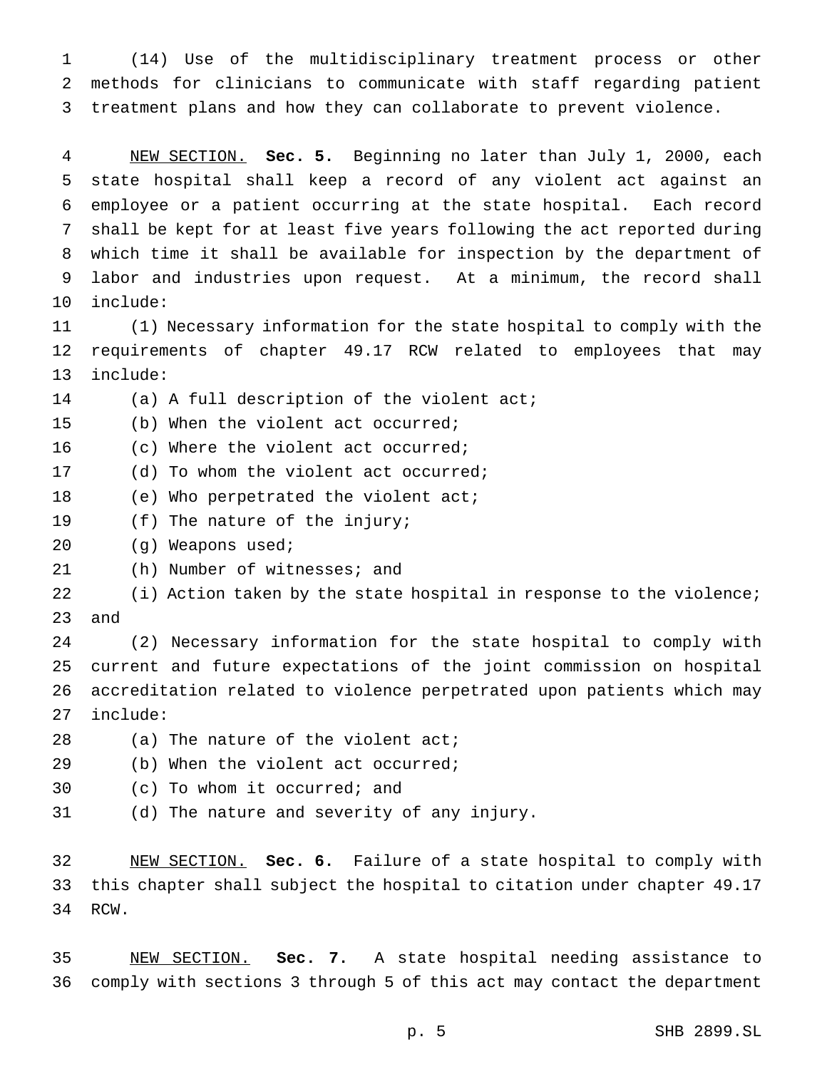(14) Use of the multidisciplinary treatment process or other methods for clinicians to communicate with staff regarding patient treatment plans and how they can collaborate to prevent violence.

NEW SECTION. **Sec. 5.** Beginning no later than July 1, 2000, each state hospital shall keep a record of any violent act against an employee or a patient occurring at the state hospital. Each record shall be kept for at least five years following the act reported during which time it shall be available for inspection by the department of labor and industries upon request. At a minimum, the record shall include:

(1) Necessary information for the state hospital to comply with the requirements of chapter 49.17 RCW related to employees that may include:

(a) A full description of the violent act;

(b) When the violent act occurred;

(c) Where the violent act occurred;

(d) To whom the violent act occurred;

(e) Who perpetrated the violent act;

(f) The nature of the injury;

(g) Weapons used;

(h) Number of witnesses; and

(i) Action taken by the state hospital in response to the violence; and

(2) Necessary information for the state hospital to comply with current and future expectations of the joint commission on hospital accreditation related to violence perpetrated upon patients which may include:

(a) The nature of the violent act;

(b) When the violent act occurred;

(c) To whom it occurred; and

(d) The nature and severity of any injury.

NEW SECTION. **Sec. 6.** Failure of a state hospital to comply with this chapter shall subject the hospital to citation under chapter 49.17 RCW.

NEW SECTION. **Sec. 7.** A state hospital needing assistance to comply with sections 3 through 5 of this act may contact the department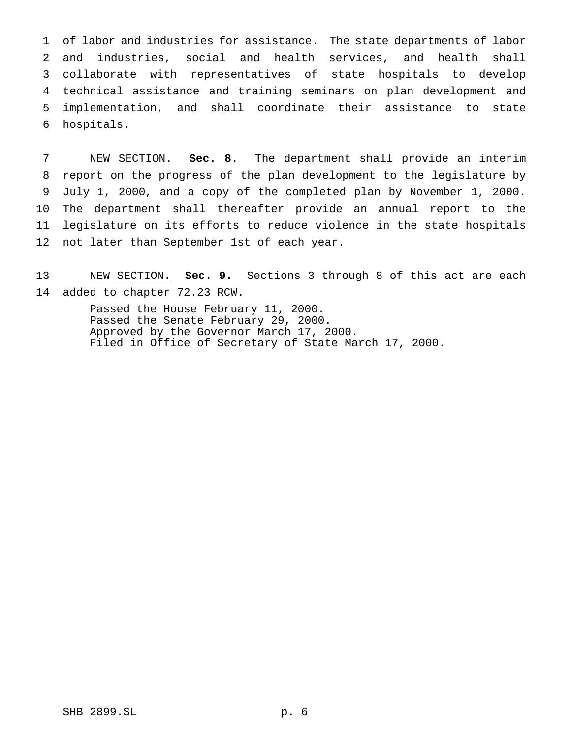of labor and industries for assistance. The state departments of labor and industries, social and health services, and health shall collaborate with representatives of state hospitals to develop technical assistance and training seminars on plan development and implementation, and shall coordinate their assistance to state hospitals.

NEW SECTION. **Sec. 8.** The department shall provide an interim report on the progress of the plan development to the legislature by July 1, 2000, and a copy of the completed plan by November 1, 2000. The department shall thereafter provide an annual report to the legislature on its efforts to reduce violence in the state hospitals not later than September 1st of each year.

NEW SECTION. **Sec. 9.** Sections 3 through 8 of this act are each added to chapter 72.23 RCW.

Passed the House February 11, 2000.
Passed the Senate February 29, 2000.
Approved by the Governor March 17, 2000.
Filed in Office of Secretary of State March 17, 2000.